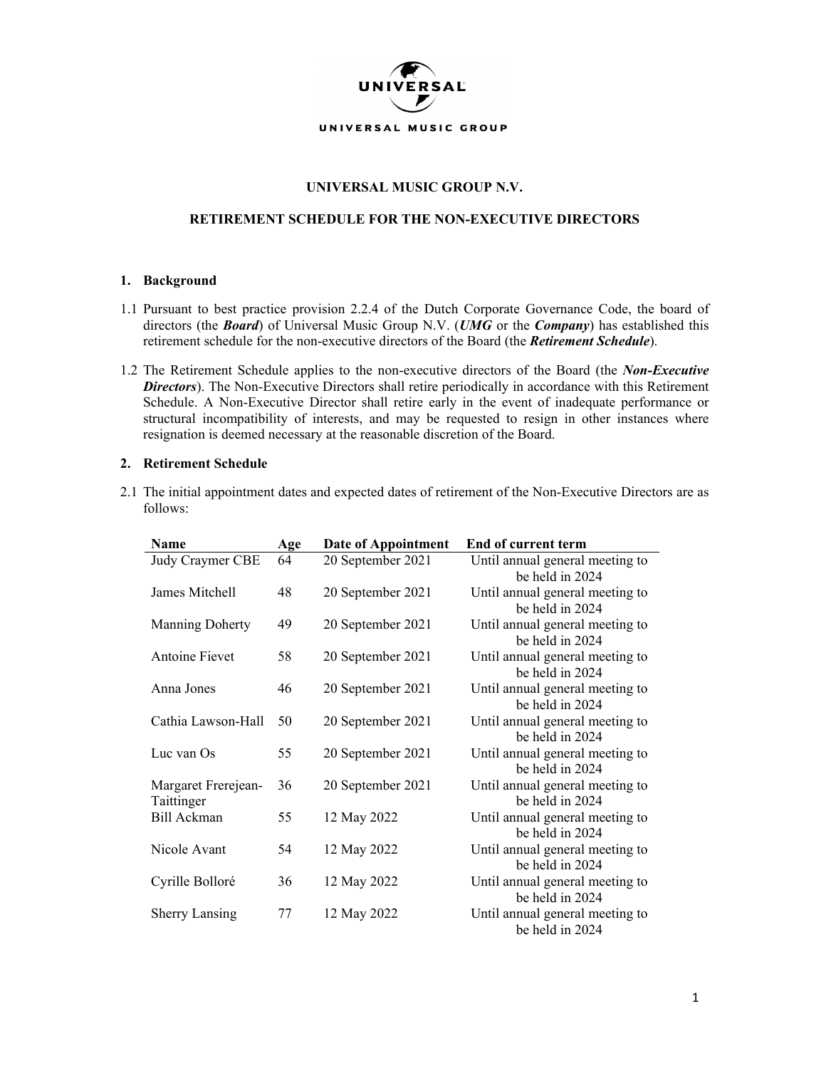UNIVERSAL MUSIC GROUP

# UNIVERSAL MUSIC GROUP N.V.

## RETIREMENT SCHEDULE FOR THE NON-EXECUTIVE DIRECTORS

### 1. Background

1.1 Pursuant to best practice provision 2.2.4 of the Dutch Corporate Governance Code, the board of directors (the ***Board***) of Universal Music Group N.V. (***UMG*** or the ***Company***) has established this retirement schedule for the non-executive directors of the Board (the ***Retirement Schedule***).

1.2 The Retirement Schedule applies to the non-executive directors of the Board (the ***Non-Executive Directors***). The Non-Executive Directors shall retire periodically in accordance with this Retirement Schedule. A Non-Executive Director shall retire early in the event of inadequate performance or structural incompatibility of interests, and may be requested to resign in other instances where resignation is deemed necessary at the reasonable discretion of the Board.

### 2. Retirement Schedule

2.1 The initial appointment dates and expected dates of retirement of the Non-Executive Directors are as follows:

| Name | Age | Date of Appointment | End of current term |
|---|---|---|---|
| Judy Craymer CBE | 64 | 20 September 2021 | Until annual general meeting to be held in 2024 |
| James Mitchell | 48 | 20 September 2021 | Until annual general meeting to be held in 2024 |
| Manning Doherty | 49 | 20 September 2021 | Until annual general meeting to be held in 2024 |
| Antoine Fievet | 58 | 20 September 2021 | Until annual general meeting to be held in 2024 |
| Anna Jones | 46 | 20 September 2021 | Until annual general meeting to be held in 2024 |
| Cathia Lawson-Hall | 50 | 20 September 2021 | Until annual general meeting to be held in 2024 |
| Luc van Os | 55 | 20 September 2021 | Until annual general meeting to be held in 2024 |
| Margaret Frerejean-Taittinger | 36 | 20 September 2021 | Until annual general meeting to be held in 2024 |
| Bill Ackman | 55 | 12 May 2022 | Until annual general meeting to be held in 2024 |
| Nicole Avant | 54 | 12 May 2022 | Until annual general meeting to be held in 2024 |
| Cyrille Bolloré | 36 | 12 May 2022 | Until annual general meeting to be held in 2024 |
| Sherry Lansing | 77 | 12 May 2022 | Until annual general meeting to be held in 2024 |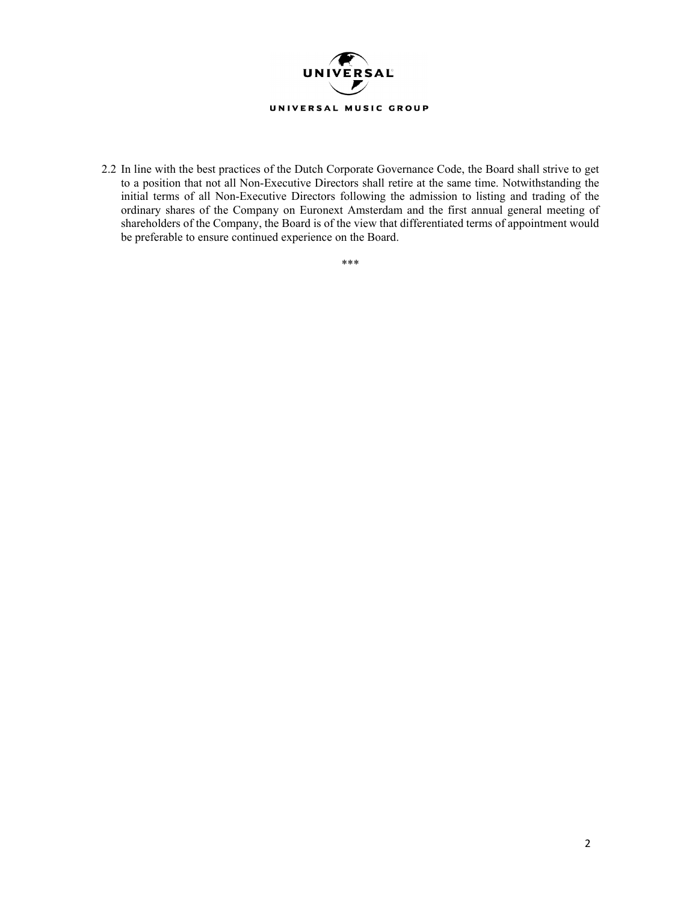2.2 In line with the best practices of the Dutch Corporate Governance Code, the Board shall strive to get to a position that not all Non-Executive Directors shall retire at the same time. Notwithstanding the initial terms of all Non-Executive Directors following the admission to listing and trading of the ordinary shares of the Company on Euronext Amsterdam and the first annual general meeting of shareholders of the Company, the Board is of the view that differentiated terms of appointment would be preferable to ensure continued experience on the Board.

***